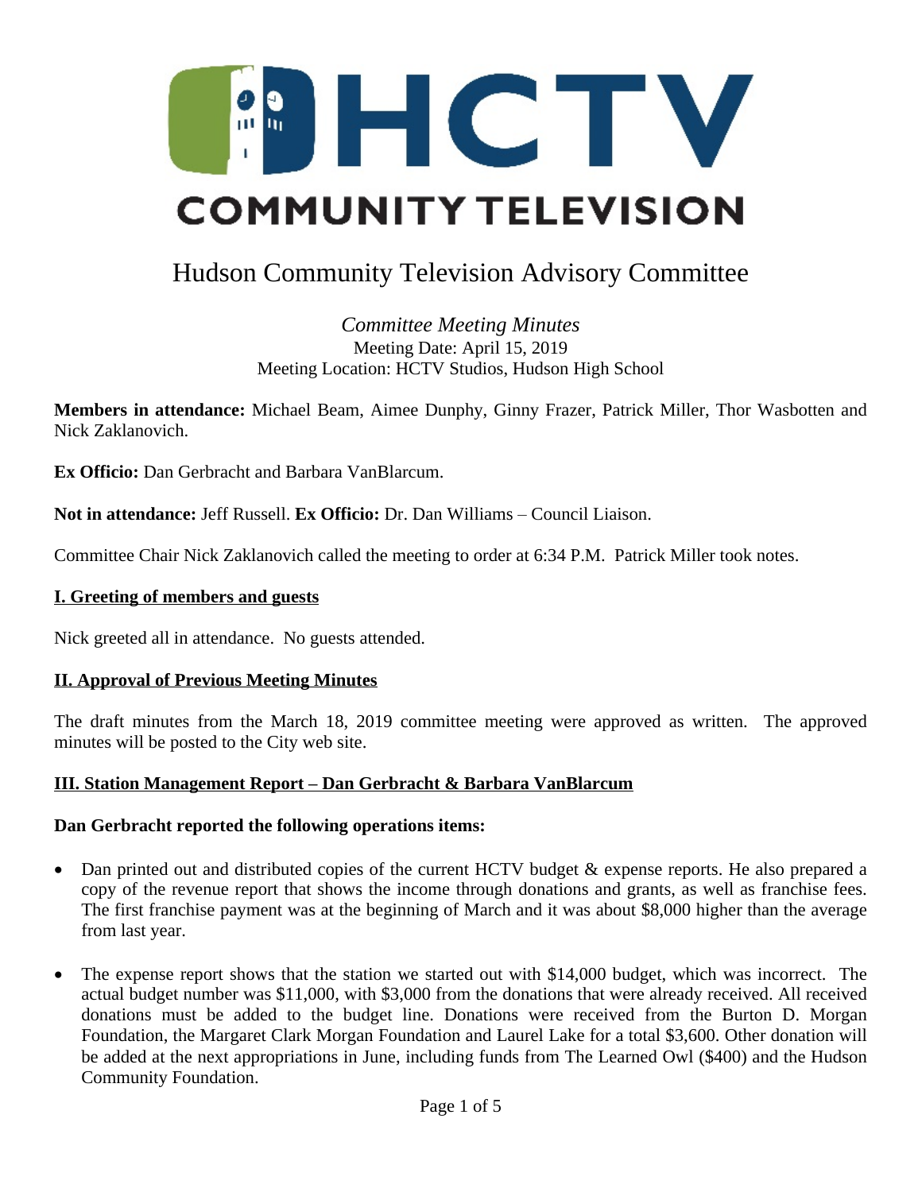# HCTV COMMUNITY TELEVISION

## Hudson Community Television Advisory Committee

*Committee Meeting Minutes*
Meeting Date: April 15, 2019
Meeting Location: HCTV Studios, Hudson High School

**Members in attendance:** Michael Beam, Aimee Dunphy, Ginny Frazer, Patrick Miller, Thor Wasbotten and Nick Zaklanovich.

**Ex Officio:** Dan Gerbracht and Barbara VanBlarcum.

**Not in attendance:** Jeff Russell. **Ex Officio:** Dr. Dan Williams – Council Liaison.

Committee Chair Nick Zaklanovich called the meeting to order at 6:34 P.M. Patrick Miller took notes.

### I. Greeting of members and guests

Nick greeted all in attendance. No guests attended.

### II. Approval of Previous Meeting Minutes

The draft minutes from the March 18, 2019 committee meeting were approved as written. The approved minutes will be posted to the City web site.

### III. Station Management Report – Dan Gerbracht & Barbara VanBlarcum

**Dan Gerbracht reported the following operations items:**

- Dan printed out and distributed copies of the current HCTV budget & expense reports. He also prepared a copy of the revenue report that shows the income through donations and grants, as well as franchise fees. The first franchise payment was at the beginning of March and it was about $8,000 higher than the average from last year.

- The expense report shows that the station we started out with $14,000 budget, which was incorrect. The actual budget number was $11,000, with $3,000 from the donations that were already received. All received donations must be added to the budget line. Donations were received from the Burton D. Morgan Foundation, the Margaret Clark Morgan Foundation and Laurel Lake for a total $3,600. Other donation will be added at the next appropriations in June, including funds from The Learned Owl ($400) and the Hudson Community Foundation.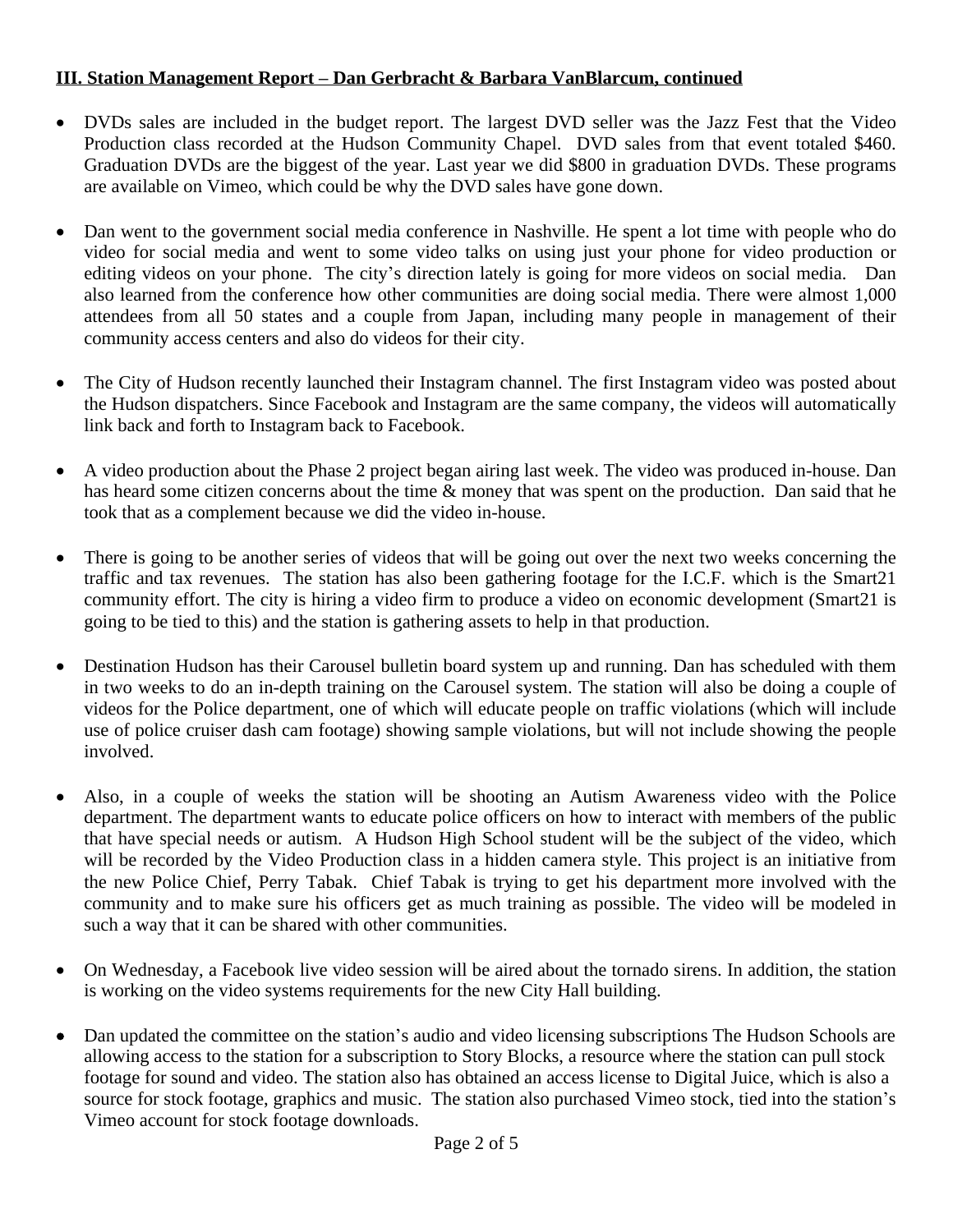**III. Station Management Report – Dan Gerbracht & Barbara VanBlarcum, continued**

- DVDs sales are included in the budget report. The largest DVD seller was the Jazz Fest that the Video Production class recorded at the Hudson Community Chapel. DVD sales from that event totaled $460. Graduation DVDs are the biggest of the year. Last year we did $800 in graduation DVDs. These programs are available on Vimeo, which could be why the DVD sales have gone down.

- Dan went to the government social media conference in Nashville. He spent a lot time with people who do video for social media and went to some video talks on using just your phone for video production or editing videos on your phone. The city's direction lately is going for more videos on social media. Dan also learned from the conference how other communities are doing social media. There were almost 1,000 attendees from all 50 states and a couple from Japan, including many people in management of their community access centers and also do videos for their city.

- The City of Hudson recently launched their Instagram channel. The first Instagram video was posted about the Hudson dispatchers. Since Facebook and Instagram are the same company, the videos will automatically link back and forth to Instagram back to Facebook.

- A video production about the Phase 2 project began airing last week. The video was produced in-house. Dan has heard some citizen concerns about the time & money that was spent on the production. Dan said that he took that as a complement because we did the video in-house.

- There is going to be another series of videos that will be going out over the next two weeks concerning the traffic and tax revenues. The station has also been gathering footage for the I.C.F. which is the Smart21 community effort. The city is hiring a video firm to produce a video on economic development (Smart21 is going to be tied to this) and the station is gathering assets to help in that production.

- Destination Hudson has their Carousel bulletin board system up and running. Dan has scheduled with them in two weeks to do an in-depth training on the Carousel system. The station will also be doing a couple of videos for the Police department, one of which will educate people on traffic violations (which will include use of police cruiser dash cam footage) showing sample violations, but will not include showing the people involved.

- Also, in a couple of weeks the station will be shooting an Autism Awareness video with the Police department. The department wants to educate police officers on how to interact with members of the public that have special needs or autism. A Hudson High School student will be the subject of the video, which will be recorded by the Video Production class in a hidden camera style. This project is an initiative from the new Police Chief, Perry Tabak. Chief Tabak is trying to get his department more involved with the community and to make sure his officers get as much training as possible. The video will be modeled in such a way that it can be shared with other communities.

- On Wednesday, a Facebook live video session will be aired about the tornado sirens. In addition, the station is working on the video systems requirements for the new City Hall building.

- Dan updated the committee on the station's audio and video licensing subscriptions The Hudson Schools are allowing access to the station for a subscription to Story Blocks, a resource where the station can pull stock footage for sound and video. The station also has obtained an access license to Digital Juice, which is also a source for stock footage, graphics and music. The station also purchased Vimeo stock, tied into the station's Vimeo account for stock footage downloads.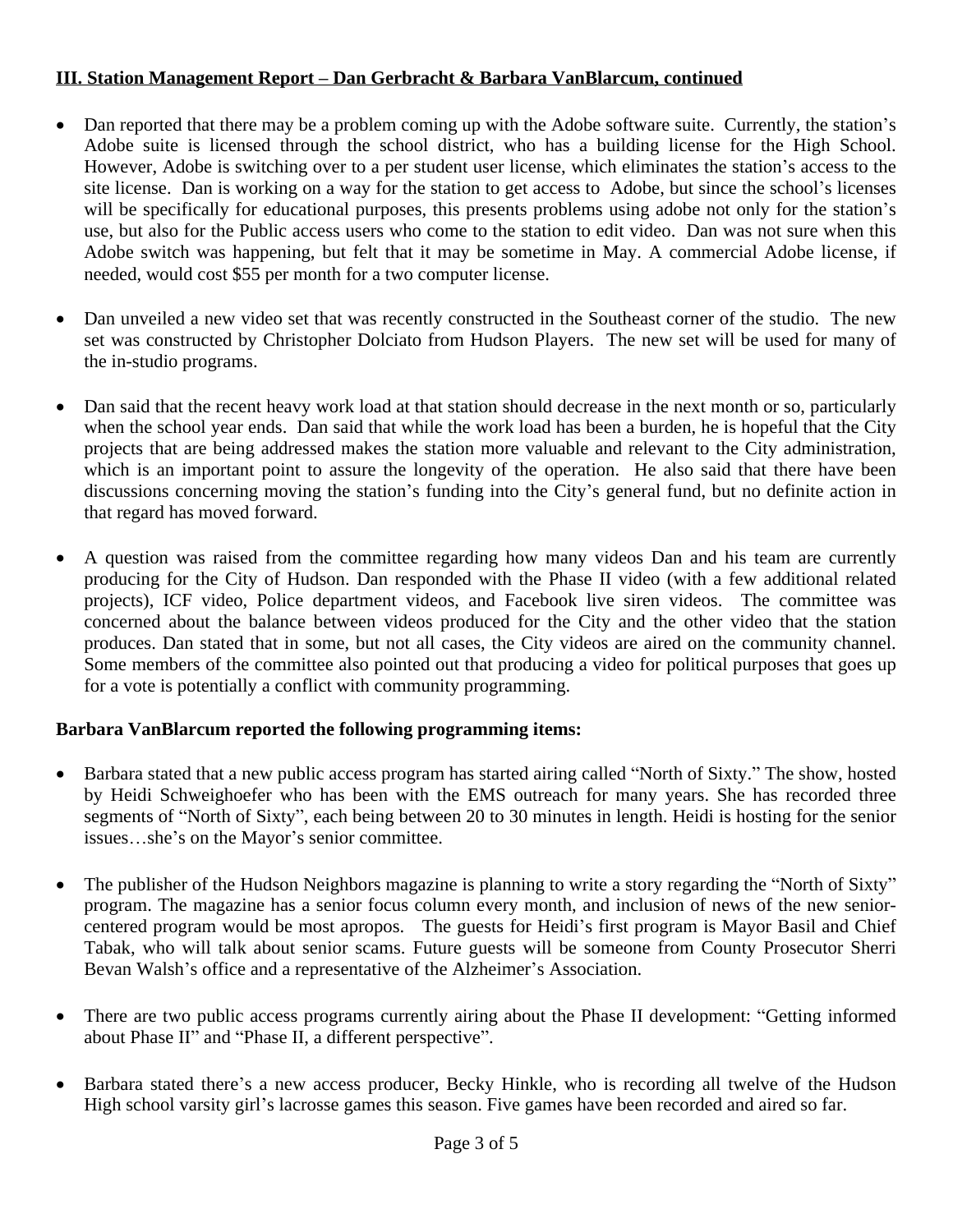**III. Station Management Report – Dan Gerbracht & Barbara VanBlarcum, continued**

- Dan reported that there may be a problem coming up with the Adobe software suite. Currently, the station's Adobe suite is licensed through the school district, who has a building license for the High School. However, Adobe is switching over to a per student user license, which eliminates the station's access to the site license. Dan is working on a way for the station to get access to Adobe, but since the school's licenses will be specifically for educational purposes, this presents problems using adobe not only for the station's use, but also for the Public access users who come to the station to edit video. Dan was not sure when this Adobe switch was happening, but felt that it may be sometime in May. A commercial Adobe license, if needed, would cost $55 per month for a two computer license.

- Dan unveiled a new video set that was recently constructed in the Southeast corner of the studio. The new set was constructed by Christopher Dolciato from Hudson Players. The new set will be used for many of the in-studio programs.

- Dan said that the recent heavy work load at that station should decrease in the next month or so, particularly when the school year ends. Dan said that while the work load has been a burden, he is hopeful that the City projects that are being addressed makes the station more valuable and relevant to the City administration, which is an important point to assure the longevity of the operation. He also said that there have been discussions concerning moving the station's funding into the City's general fund, but no definite action in that regard has moved forward.

- A question was raised from the committee regarding how many videos Dan and his team are currently producing for the City of Hudson. Dan responded with the Phase II video (with a few additional related projects), ICF video, Police department videos, and Facebook live siren videos. The committee was concerned about the balance between videos produced for the City and the other video that the station produces. Dan stated that in some, but not all cases, the City videos are aired on the community channel. Some members of the committee also pointed out that producing a video for political purposes that goes up for a vote is potentially a conflict with community programming.

**Barbara VanBlarcum reported the following programming items:**

- Barbara stated that a new public access program has started airing called "North of Sixty." The show, hosted by Heidi Schweighoefer who has been with the EMS outreach for many years. She has recorded three segments of "North of Sixty", each being between 20 to 30 minutes in length. Heidi is hosting for the senior issues…she's on the Mayor's senior committee.

- The publisher of the Hudson Neighbors magazine is planning to write a story regarding the "North of Sixty" program. The magazine has a senior focus column every month, and inclusion of news of the new senior-centered program would be most apropos. The guests for Heidi's first program is Mayor Basil and Chief Tabak, who will talk about senior scams. Future guests will be someone from County Prosecutor Sherri Bevan Walsh's office and a representative of the Alzheimer's Association.

- There are two public access programs currently airing about the Phase II development: "Getting informed about Phase II" and "Phase II, a different perspective".

- Barbara stated there's a new access producer, Becky Hinkle, who is recording all twelve of the Hudson High school varsity girl's lacrosse games this season. Five games have been recorded and aired so far.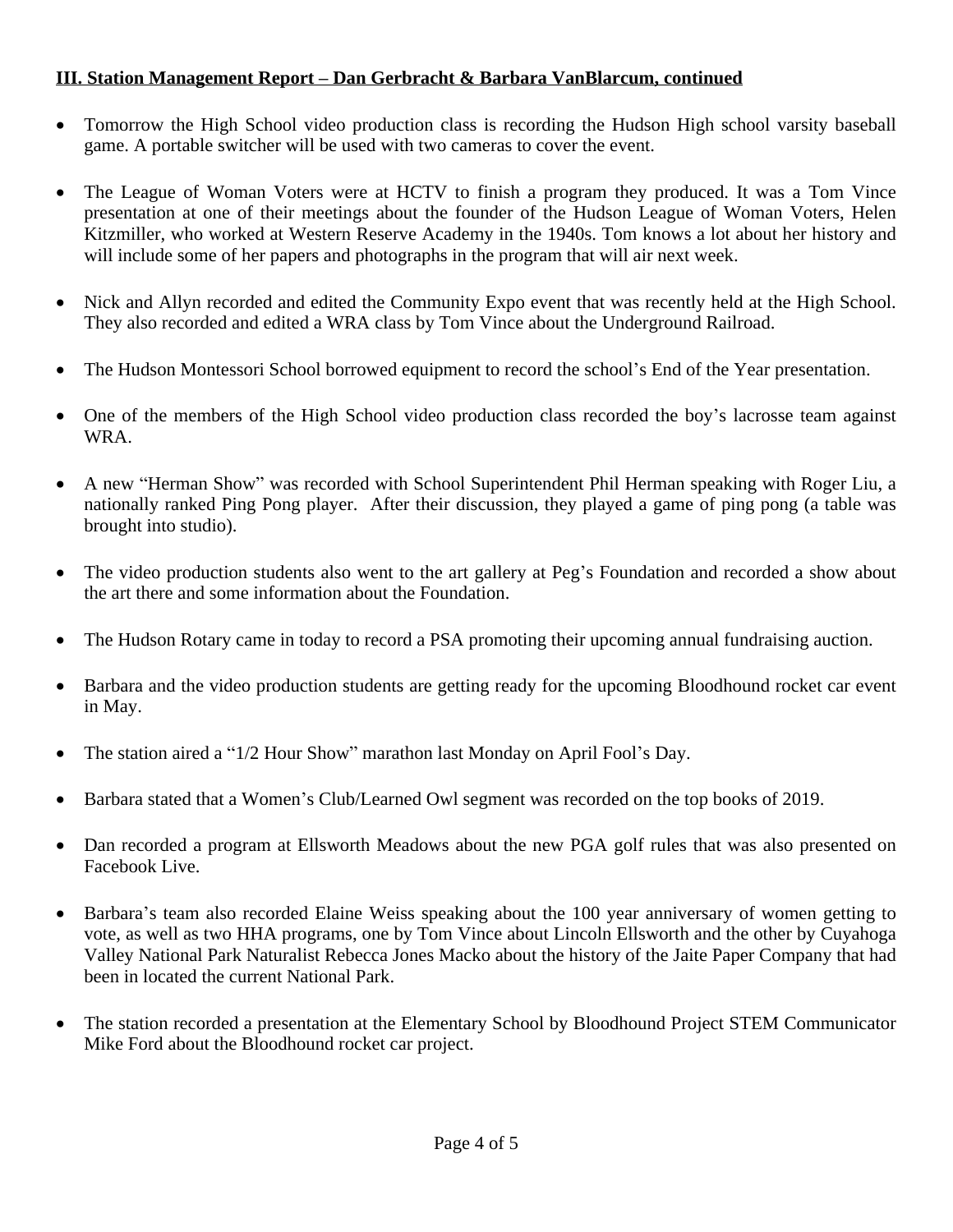**III. Station Management Report – Dan Gerbracht & Barbara VanBlarcum, continued**

- Tomorrow the High School video production class is recording the Hudson High school varsity baseball game. A portable switcher will be used with two cameras to cover the event.
- The League of Woman Voters were at HCTV to finish a program they produced. It was a Tom Vince presentation at one of their meetings about the founder of the Hudson League of Woman Voters, Helen Kitzmiller, who worked at Western Reserve Academy in the 1940s. Tom knows a lot about her history and will include some of her papers and photographs in the program that will air next week.
- Nick and Allyn recorded and edited the Community Expo event that was recently held at the High School. They also recorded and edited a WRA class by Tom Vince about the Underground Railroad.
- The Hudson Montessori School borrowed equipment to record the school's End of the Year presentation.
- One of the members of the High School video production class recorded the boy's lacrosse team against WRA.
- A new "Herman Show" was recorded with School Superintendent Phil Herman speaking with Roger Liu, a nationally ranked Ping Pong player. After their discussion, they played a game of ping pong (a table was brought into studio).
- The video production students also went to the art gallery at Peg's Foundation and recorded a show about the art there and some information about the Foundation.
- The Hudson Rotary came in today to record a PSA promoting their upcoming annual fundraising auction.
- Barbara and the video production students are getting ready for the upcoming Bloodhound rocket car event in May.
- The station aired a "1/2 Hour Show" marathon last Monday on April Fool's Day.
- Barbara stated that a Women's Club/Learned Owl segment was recorded on the top books of 2019.
- Dan recorded a program at Ellsworth Meadows about the new PGA golf rules that was also presented on Facebook Live.
- Barbara's team also recorded Elaine Weiss speaking about the 100 year anniversary of women getting to vote, as well as two HHA programs, one by Tom Vince about Lincoln Ellsworth and the other by Cuyahoga Valley National Park Naturalist Rebecca Jones Macko about the history of the Jaite Paper Company that had been in located the current National Park.
- The station recorded a presentation at the Elementary School by Bloodhound Project STEM Communicator Mike Ford about the Bloodhound rocket car project.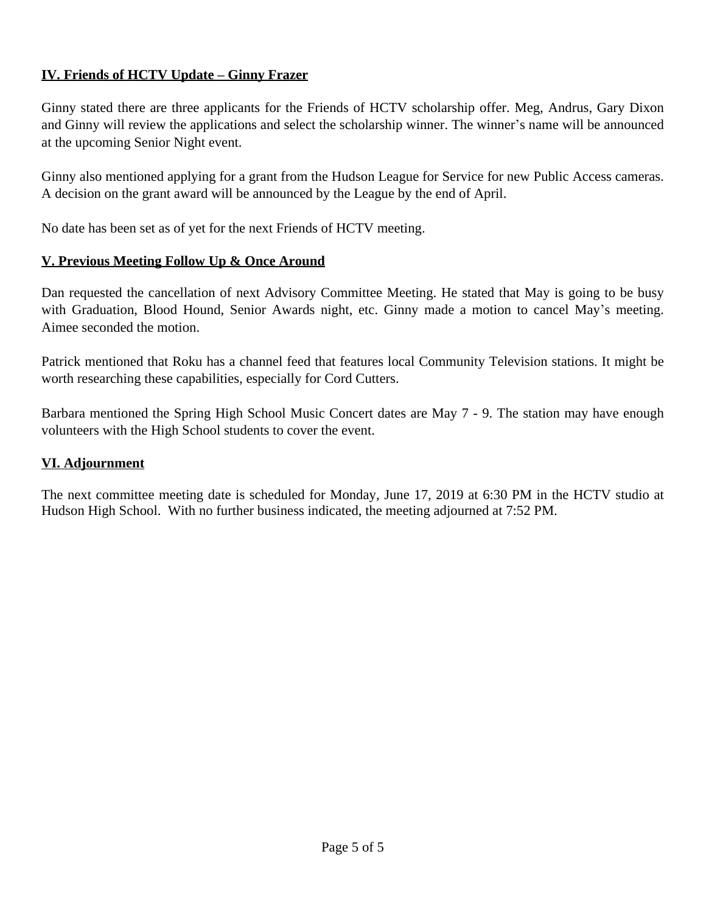## IV. Friends of HCTV Update – Ginny Frazer

Ginny stated there are three applicants for the Friends of HCTV scholarship offer. Meg, Andrus, Gary Dixon and Ginny will review the applications and select the scholarship winner. The winner's name will be announced at the upcoming Senior Night event.

Ginny also mentioned applying for a grant from the Hudson League for Service for new Public Access cameras. A decision on the grant award will be announced by the League by the end of April.

No date has been set as of yet for the next Friends of HCTV meeting.

## V. Previous Meeting Follow Up & Once Around

Dan requested the cancellation of next Advisory Committee Meeting. He stated that May is going to be busy with Graduation, Blood Hound, Senior Awards night, etc. Ginny made a motion to cancel May's meeting. Aimee seconded the motion.

Patrick mentioned that Roku has a channel feed that features local Community Television stations. It might be worth researching these capabilities, especially for Cord Cutters.

Barbara mentioned the Spring High School Music Concert dates are May 7 - 9. The station may have enough volunteers with the High School students to cover the event.

## VI. Adjournment

The next committee meeting date is scheduled for Monday, June 17, 2019 at 6:30 PM in the HCTV studio at Hudson High School. With no further business indicated, the meeting adjourned at 7:52 PM.